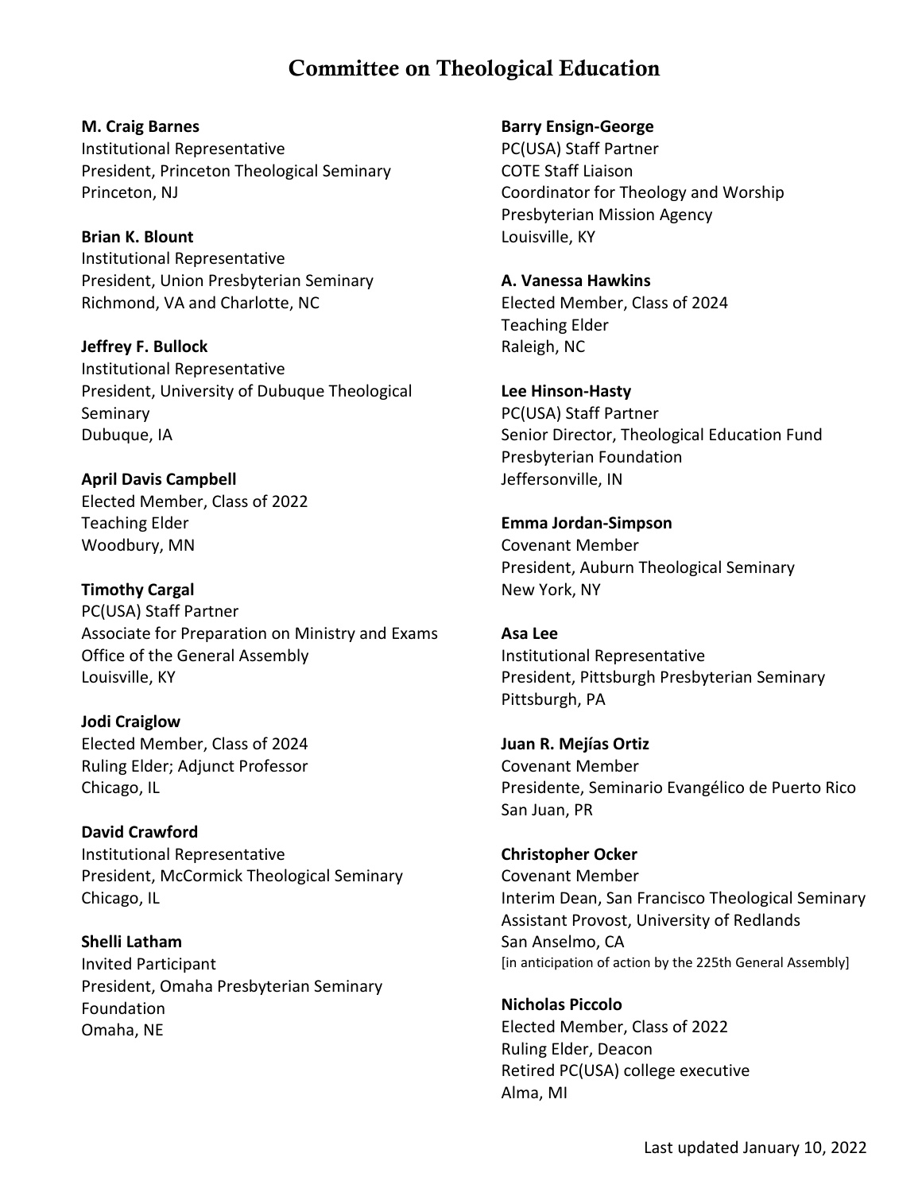# Committee on Theological Education

**M. Craig Barnes**
Institutional Representative
President, Princeton Theological Seminary
Princeton, NJ

**Brian K. Blount**
Institutional Representative
President, Union Presbyterian Seminary
Richmond, VA and Charlotte, NC

**Jeffrey F. Bullock**
Institutional Representative
President, University of Dubuque Theological Seminary
Dubuque, IA

**April Davis Campbell**
Elected Member, Class of 2022
Teaching Elder
Woodbury, MN

**Timothy Cargal**
PC(USA) Staff Partner
Associate for Preparation on Ministry and Exams
Office of the General Assembly
Louisville, KY

**Jodi Craiglow**
Elected Member, Class of 2024
Ruling Elder; Adjunct Professor
Chicago, IL

**David Crawford**
Institutional Representative
President, McCormick Theological Seminary
Chicago, IL

**Shelli Latham**
Invited Participant
President, Omaha Presbyterian Seminary Foundation
Omaha, NE

**Barry Ensign-George**
PC(USA) Staff Partner
COTE Staff Liaison
Coordinator for Theology and Worship
Presbyterian Mission Agency
Louisville, KY

**A. Vanessa Hawkins**
Elected Member, Class of 2024
Teaching Elder
Raleigh, NC

**Lee Hinson-Hasty**
PC(USA) Staff Partner
Senior Director, Theological Education Fund
Presbyterian Foundation
Jeffersonville, IN

**Emma Jordan-Simpson**
Covenant Member
President, Auburn Theological Seminary
New York, NY

**Asa Lee**
Institutional Representative
President, Pittsburgh Presbyterian Seminary
Pittsburgh, PA

**Juan R. Mejías Ortiz**
Covenant Member
Presidente, Seminario Evangélico de Puerto Rico
San Juan, PR

**Christopher Ocker**
Covenant Member
Interim Dean, San Francisco Theological Seminary
Assistant Provost, University of Redlands
San Anselmo, CA
[in anticipation of action by the 225th General Assembly]

**Nicholas Piccolo**
Elected Member, Class of 2022
Ruling Elder, Deacon
Retired PC(USA) college executive
Alma, MI

Last updated January 10, 2022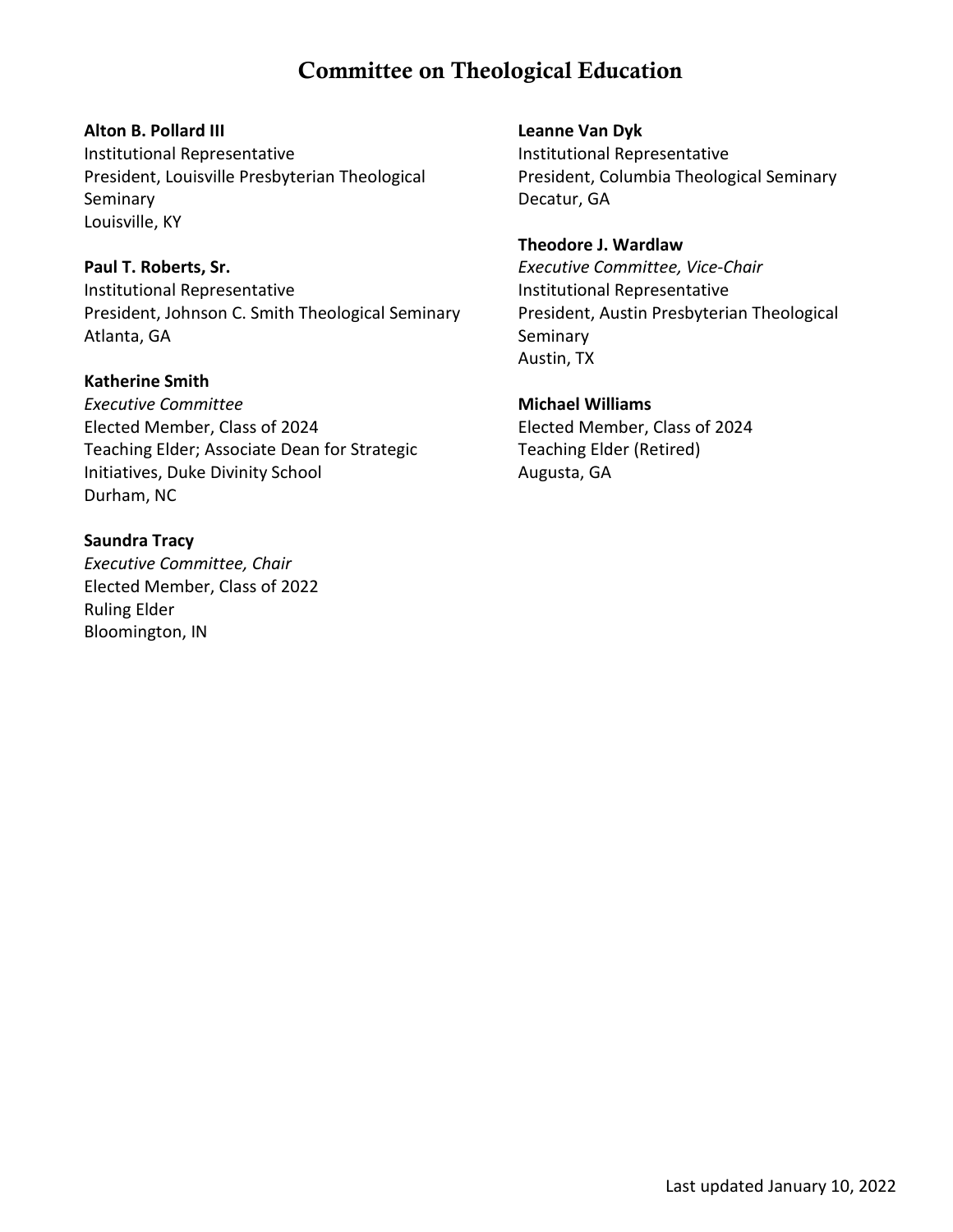## Committee on Theological Education

**Alton B. Pollard III**
Institutional Representative
President, Louisville Presbyterian Theological Seminary
Louisville, KY

**Paul T. Roberts, Sr.**
Institutional Representative
President, Johnson C. Smith Theological Seminary
Atlanta, GA

**Katherine Smith**
*Executive Committee*
Elected Member, Class of 2024
Teaching Elder; Associate Dean for Strategic Initiatives, Duke Divinity School
Durham, NC

**Saundra Tracy**
*Executive Committee, Chair*
Elected Member, Class of 2022
Ruling Elder
Bloomington, IN

**Leanne Van Dyk**
Institutional Representative
President, Columbia Theological Seminary
Decatur, GA

**Theodore J. Wardlaw**
*Executive Committee, Vice-Chair*
Institutional Representative
President, Austin Presbyterian Theological Seminary
Austin, TX

**Michael Williams**
Elected Member, Class of 2024
Teaching Elder (Retired)
Augusta, GA

Last updated January 10, 2022